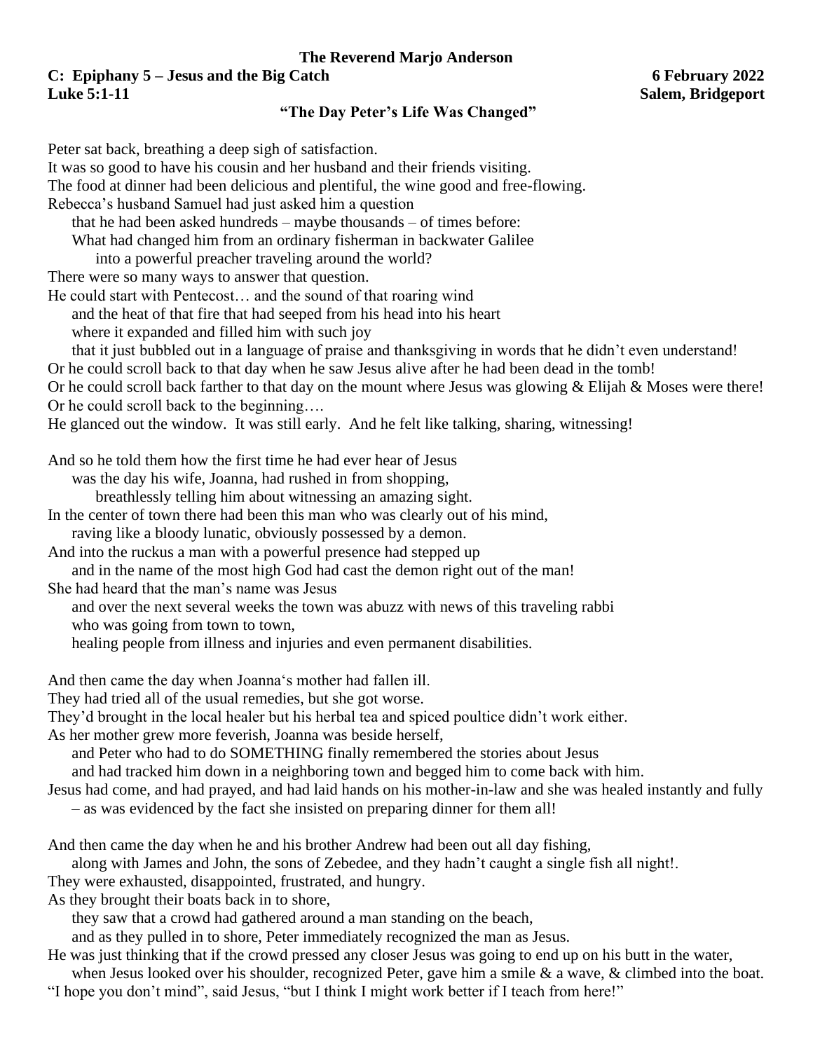**The Reverend Marjo Anderson**

**C: Epiphany 5 – Jesus and the Big Catch** **6 February 2022**

**Luke 5:1-11** **Salem, Bridgeport**

## "The Day Peter's Life Was Changed"

Peter sat back, breathing a deep sigh of satisfaction.
It was so good to have his cousin and her husband and their friends visiting.
The food at dinner had been delicious and plentiful, the wine good and free-flowing.
Rebecca's husband Samuel had just asked him a question
that he had been asked hundreds – maybe thousands – of times before:
What had changed him from an ordinary fisherman in backwater Galilee
into a powerful preacher traveling around the world?
There were so many ways to answer that question.
He could start with Pentecost… and the sound of that roaring wind
and the heat of that fire that had seeped from his head into his heart
where it expanded and filled him with such joy
that it just bubbled out in a language of praise and thanksgiving in words that he didn't even understand!
Or he could scroll back to that day when he saw Jesus alive after he had been dead in the tomb!
Or he could scroll back farther to that day on the mount where Jesus was glowing & Elijah & Moses were there!
Or he could scroll back to the beginning….
He glanced out the window. It was still early. And he felt like talking, sharing, witnessing!

And so he told them how the first time he had ever hear of Jesus
was the day his wife, Joanna, had rushed in from shopping,
breathlessly telling him about witnessing an amazing sight.
In the center of town there had been this man who was clearly out of his mind,
raving like a bloody lunatic, obviously possessed by a demon.
And into the ruckus a man with a powerful presence had stepped up
and in the name of the most high God had cast the demon right out of the man!
She had heard that the man's name was Jesus
and over the next several weeks the town was abuzz with news of this traveling rabbi
who was going from town to town,
healing people from illness and injuries and even permanent disabilities.

And then came the day when Joanna's mother had fallen ill.
They had tried all of the usual remedies, but she got worse.
They'd brought in the local healer but his herbal tea and spiced poultice didn't work either.
As her mother grew more feverish, Joanna was beside herself,
and Peter who had to do SOMETHING finally remembered the stories about Jesus
and had tracked him down in a neighboring town and begged him to come back with him.
Jesus had come, and had prayed, and had laid hands on his mother-in-law and she was healed instantly and fully
– as was evidenced by the fact she insisted on preparing dinner for them all!

And then came the day when he and his brother Andrew had been out all day fishing,
along with James and John, the sons of Zebedee, and they hadn't caught a single fish all night!.
They were exhausted, disappointed, frustrated, and hungry.
As they brought their boats back in to shore,
they saw that a crowd had gathered around a man standing on the beach,
and as they pulled in to shore, Peter immediately recognized the man as Jesus.
He was just thinking that if the crowd pressed any closer Jesus was going to end up on his butt in the water,
when Jesus looked over his shoulder, recognized Peter, gave him a smile & a wave, & climbed into the boat.
"I hope you don't mind", said Jesus, "but I think I might work better if I teach from here!"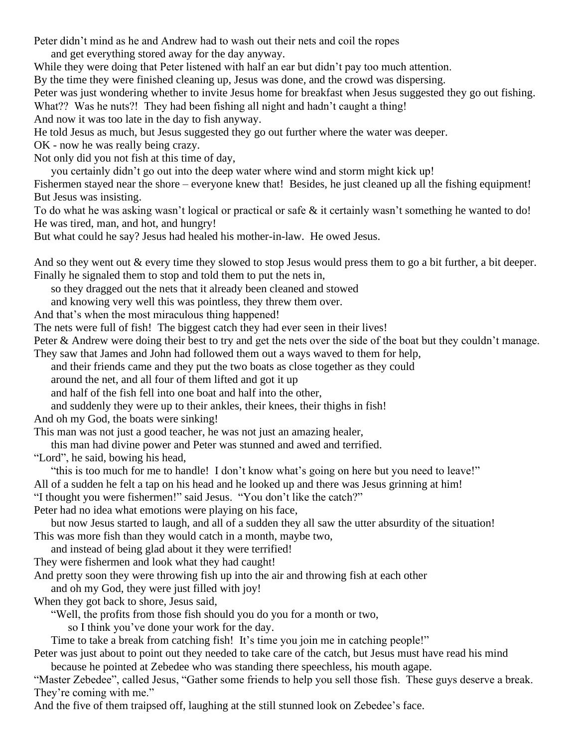Peter didn't mind as he and Andrew had to wash out their nets and coil the ropes
    and get everything stored away for the day anyway.
While they were doing that Peter listened with half an ear but didn't pay too much attention.
By the time they were finished cleaning up, Jesus was done, and the crowd was dispersing.
Peter was just wondering whether to invite Jesus home for breakfast when Jesus suggested they go out fishing.
What?? Was he nuts?! They had been fishing all night and hadn't caught a thing!
And now it was too late in the day to fish anyway.
He told Jesus as much, but Jesus suggested they go out further where the water was deeper.
OK - now he was really being crazy.
Not only did you not fish at this time of day,
    you certainly didn't go out into the deep water where wind and storm might kick up!
Fishermen stayed near the shore – everyone knew that! Besides, he just cleaned up all the fishing equipment!
But Jesus was insisting.
To do what he was asking wasn't logical or practical or safe & it certainly wasn't something he wanted to do!
He was tired, man, and hot, and hungry!
But what could he say? Jesus had healed his mother-in-law. He owed Jesus.

And so they went out & every time they slowed to stop Jesus would press them to go a bit further, a bit deeper.
Finally he signaled them to stop and told them to put the nets in,
    so they dragged out the nets that it already been cleaned and stowed
    and knowing very well this was pointless, they threw them over.
And that's when the most miraculous thing happened!
The nets were full of fish! The biggest catch they had ever seen in their lives!
Peter & Andrew were doing their best to try and get the nets over the side of the boat but they couldn't manage.
They saw that James and John had followed them out a ways waved to them for help,
    and their friends came and they put the two boats as close together as they could
    around the net, and all four of them lifted and got it up
    and half of the fish fell into one boat and half into the other,
    and suddenly they were up to their ankles, their knees, their thighs in fish!
And oh my God, the boats were sinking!
This man was not just a good teacher, he was not just an amazing healer,
    this man had divine power and Peter was stunned and awed and terrified.
"Lord", he said, bowing his head,
    "this is too much for me to handle! I don't know what's going on here but you need to leave!"
All of a sudden he felt a tap on his head and he looked up and there was Jesus grinning at him!
"I thought you were fishermen!" said Jesus. "You don't like the catch?"
Peter had no idea what emotions were playing on his face,
    but now Jesus started to laugh, and all of a sudden they all saw the utter absurdity of the situation!
This was more fish than they would catch in a month, maybe two,
    and instead of being glad about it they were terrified!
They were fishermen and look what they had caught!
And pretty soon they were throwing fish up into the air and throwing fish at each other
    and oh my God, they were just filled with joy!
When they got back to shore, Jesus said,
    "Well, the profits from those fish should you do you for a month or two,
        so I think you've done your work for the day.
    Time to take a break from catching fish! It's time you join me in catching people!"
Peter was just about to point out they needed to take care of the catch, but Jesus must have read his mind
    because he pointed at Zebedee who was standing there speechless, his mouth agape.
"Master Zebedee", called Jesus, "Gather some friends to help you sell those fish. These guys deserve a break.
They're coming with me."
And the five of them traipsed off, laughing at the still stunned look on Zebedee's face.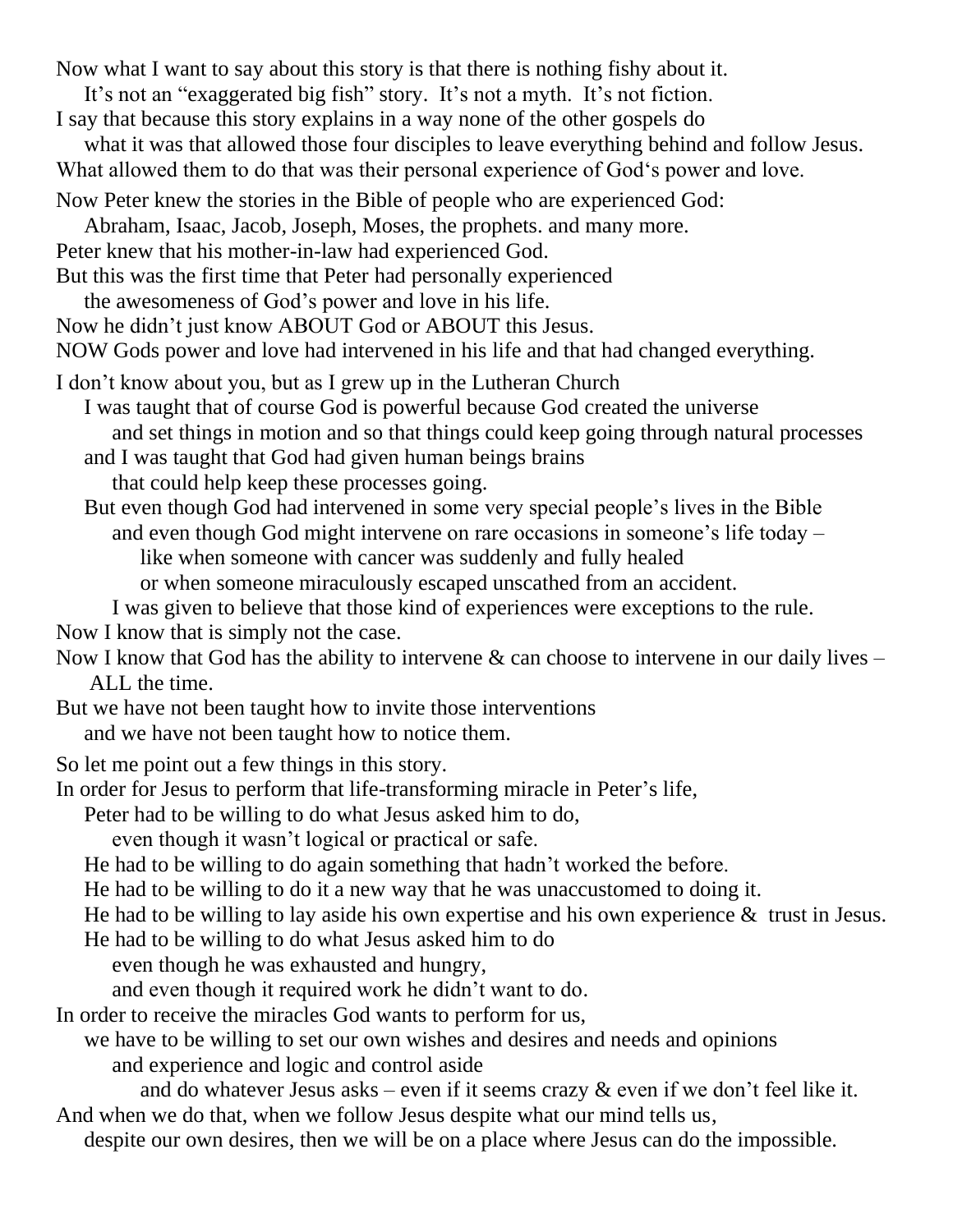Now what I want to say about this story is that there is nothing fishy about it.
It's not an "exaggerated big fish" story. It's not a myth. It's not fiction.
I say that because this story explains in a way none of the other gospels do
what it was that allowed those four disciples to leave everything behind and follow Jesus.
What allowed them to do that was their personal experience of God's power and love.

Now Peter knew the stories in the Bible of people who are experienced God:
Abraham, Isaac, Jacob, Joseph, Moses, the prophets. and many more.
Peter knew that his mother-in-law had experienced God.
But this was the first time that Peter had personally experienced
the awesomeness of God's power and love in his life.
Now he didn't just know ABOUT God or ABOUT this Jesus.
NOW Gods power and love had intervened in his life and that had changed everything.

I don't know about you, but as I grew up in the Lutheran Church
I was taught that of course God is powerful because God created the universe
and set things in motion and so that things could keep going through natural processes
and I was taught that God had given human beings brains
that could help keep these processes going.
But even though God had intervened in some very special people's lives in the Bible
and even though God might intervene on rare occasions in someone's life today –
like when someone with cancer was suddenly and fully healed
or when someone miraculously escaped unscathed from an accident.
I was given to believe that those kind of experiences were exceptions to the rule.
Now I know that is simply not the case.
Now I know that God has the ability to intervene & can choose to intervene in our daily lives –
ALL the time.
But we have not been taught how to invite those interventions
and we have not been taught how to notice them.

So let me point out a few things in this story.
In order for Jesus to perform that life-transforming miracle in Peter's life,
Peter had to be willing to do what Jesus asked him to do,
even though it wasn't logical or practical or safe.
He had to be willing to do again something that hadn't worked the before.
He had to be willing to do it a new way that he was unaccustomed to doing it.
He had to be willing to lay aside his own expertise and his own experience & trust in Jesus.
He had to be willing to do what Jesus asked him to do
even though he was exhausted and hungry,
and even though it required work he didn't want to do.
In order to receive the miracles God wants to perform for us,
we have to be willing to set our own wishes and desires and needs and opinions
and experience and logic and control aside
and do whatever Jesus asks – even if it seems crazy & even if we don't feel like it.
And when we do that, when we follow Jesus despite what our mind tells us,
despite our own desires, then we will be on a place where Jesus can do the impossible.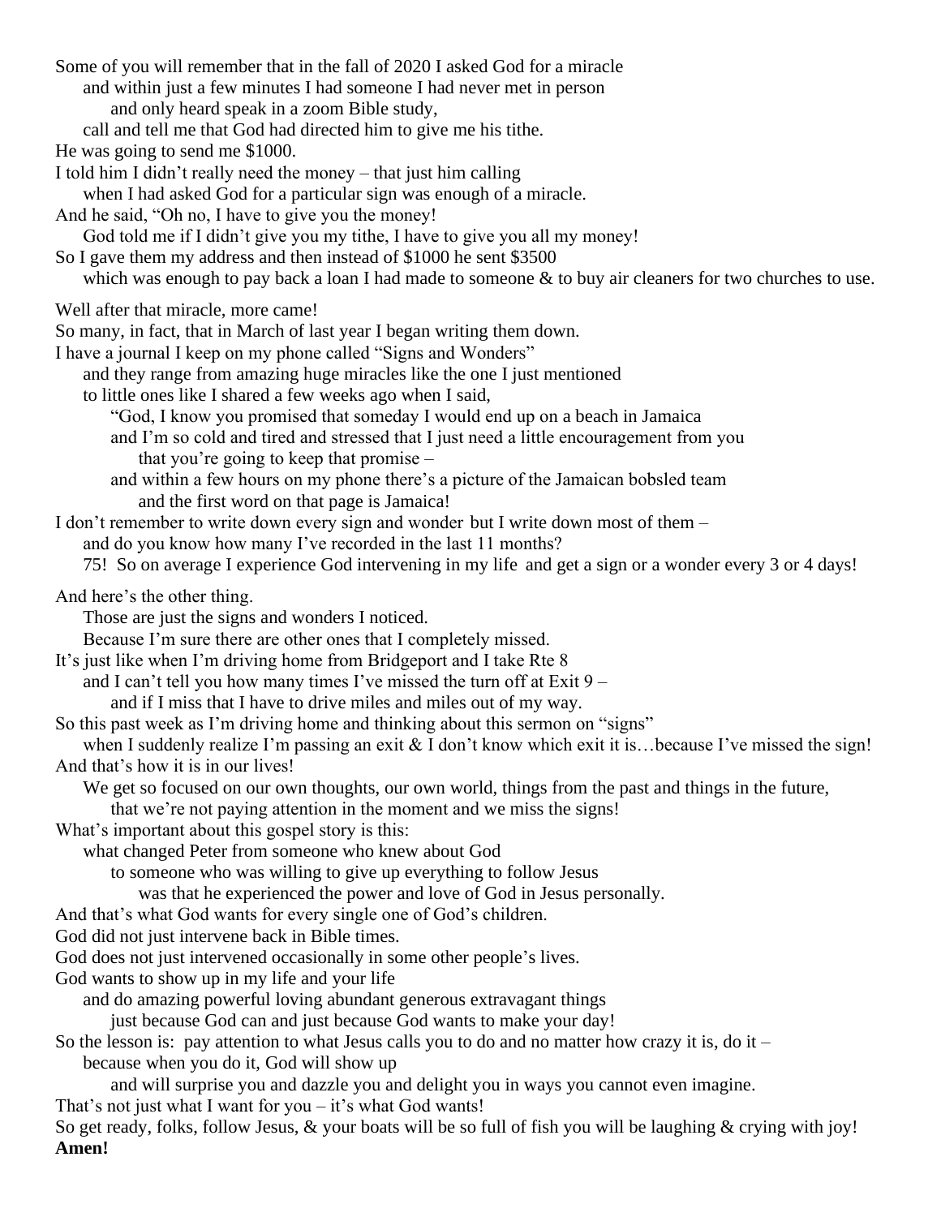Some of you will remember that in the fall of 2020 I asked God for a miracle
and within just a few minutes I had someone I had never met in person
and only heard speak in a zoom Bible study,
call and tell me that God had directed him to give me his tithe.
He was going to send me $1000.
I told him I didn't really need the money – that just him calling
when I had asked God for a particular sign was enough of a miracle.
And he said, "Oh no, I have to give you the money!
God told me if I didn't give you my tithe, I have to give you all my money!
So I gave them my address and then instead of $1000 he sent $3500
which was enough to pay back a loan I had made to someone & to buy air cleaners for two churches to use.

Well after that miracle, more came!
So many, in fact, that in March of last year I began writing them down.
I have a journal I keep on my phone called "Signs and Wonders"
and they range from amazing huge miracles like the one I just mentioned
to little ones like I shared a few weeks ago when I said,
"God, I know you promised that someday I would end up on a beach in Jamaica
and I'm so cold and tired and stressed that I just need a little encouragement from you
that you're going to keep that promise –
and within a few hours on my phone there's a picture of the Jamaican bobsled team
and the first word on that page is Jamaica!
I don't remember to write down every sign and wonder but I write down most of them –
and do you know how many I've recorded in the last 11 months?
75! So on average I experience God intervening in my life and get a sign or a wonder every 3 or 4 days!

And here's the other thing.
Those are just the signs and wonders I noticed.
Because I'm sure there are other ones that I completely missed.
It's just like when I'm driving home from Bridgeport and I take Rte 8
and I can't tell you how many times I've missed the turn off at Exit 9 –
and if I miss that I have to drive miles and miles out of my way.
So this past week as I'm driving home and thinking about this sermon on "signs"
when I suddenly realize I'm passing an exit & I don't know which exit it is…because I've missed the sign!
And that's how it is in our lives!
We get so focused on our own thoughts, our own world, things from the past and things in the future,
that we're not paying attention in the moment and we miss the signs!
What's important about this gospel story is this:
what changed Peter from someone who knew about God
to someone who was willing to give up everything to follow Jesus
was that he experienced the power and love of God in Jesus personally.
And that's what God wants for every single one of God's children.
God did not just intervene back in Bible times.
God does not just intervened occasionally in some other people's lives.
God wants to show up in my life and your life
and do amazing powerful loving abundant generous extravagant things
just because God can and just because God wants to make your day!
So the lesson is: pay attention to what Jesus calls you to do and no matter how crazy it is, do it –
because when you do it, God will show up
and will surprise you and dazzle you and delight you in ways you cannot even imagine.
That's not just what I want for you – it's what God wants!
So get ready, folks, follow Jesus, & your boats will be so full of fish you will be laughing & crying with joy!
**Amen!**